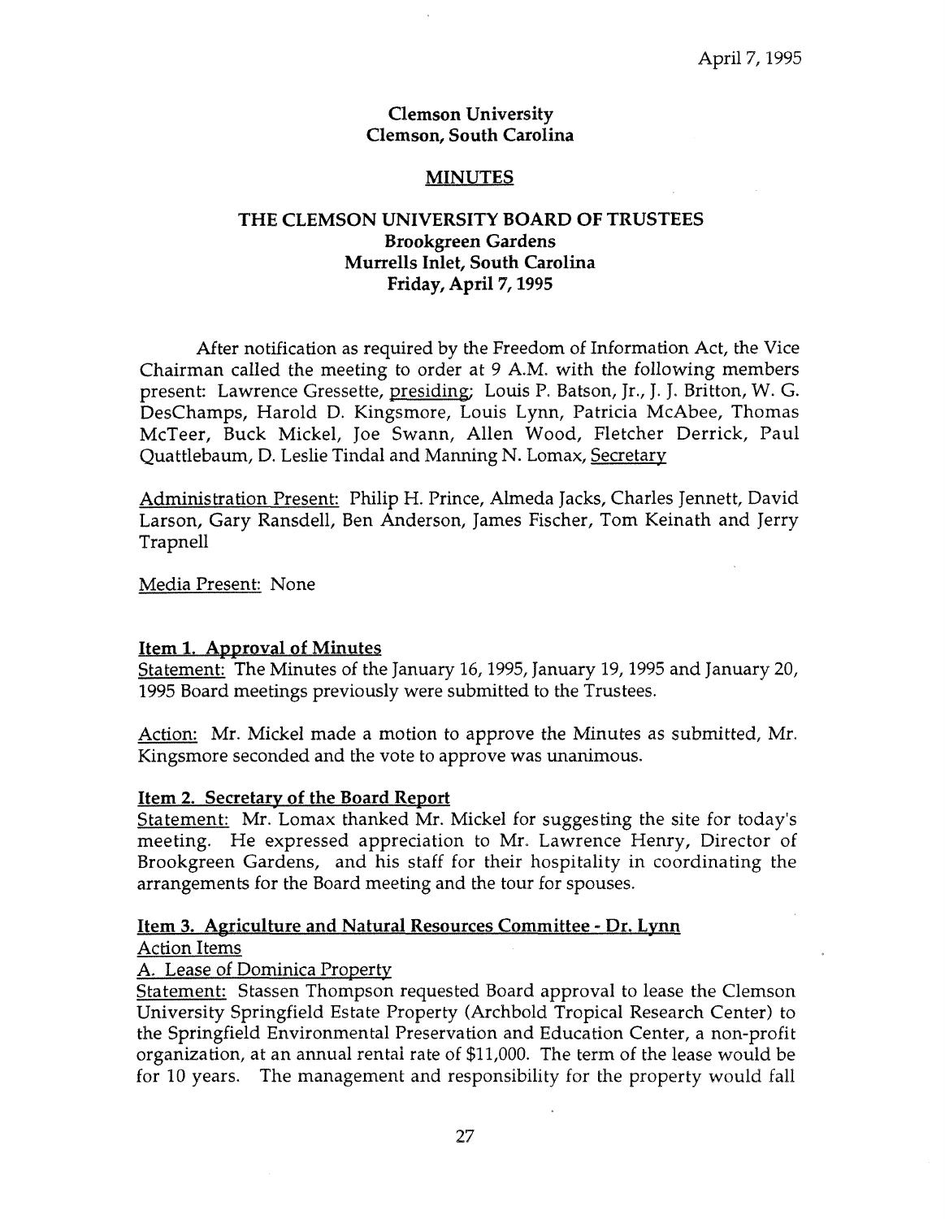April 7, 1995

**Clemson University**
**Clemson, South Carolina**

## MINUTES

## THE CLEMSON UNIVERSITY BOARD OF TRUSTEES
**Brookgreen Gardens**
**Murrells Inlet, South Carolina**
**Friday, April 7, 1995**

After notification as required by the Freedom of Information Act, the Vice Chairman called the meeting to order at 9 A.M. with the following members present: Lawrence Gressette, presiding; Louis P. Batson, Jr., J. J. Britton, W. G. DesChamps, Harold D. Kingsmore, Louis Lynn, Patricia McAbee, Thomas McTeer, Buck Mickel, Joe Swann, Allen Wood, Fletcher Derrick, Paul Quattlebaum, D. Leslie Tindal and Manning N. Lomax, Secretary

Administration Present: Philip H. Prince, Almeda Jacks, Charles Jennett, David Larson, Gary Ransdell, Ben Anderson, James Fischer, Tom Keinath and Jerry Trapnell

Media Present: None

### Item 1. Approval of Minutes

Statement: The Minutes of the January 16, 1995, January 19, 1995 and January 20, 1995 Board meetings previously were submitted to the Trustees.

Action: Mr. Mickel made a motion to approve the Minutes as submitted, Mr. Kingsmore seconded and the vote to approve was unanimous.

### Item 2. Secretary of the Board Report

Statement: Mr. Lomax thanked Mr. Mickel for suggesting the site for today's meeting. He expressed appreciation to Mr. Lawrence Henry, Director of Brookgreen Gardens, and his staff for their hospitality in coordinating the arrangements for the Board meeting and the tour for spouses.

### Item 3. Agriculture and Natural Resources Committee - Dr. Lynn

Action Items

A. Lease of Dominica Property

Statement: Stassen Thompson requested Board approval to lease the Clemson University Springfield Estate Property (Archbold Tropical Research Center) to the Springfield Environmental Preservation and Education Center, a non-profit organization, at an annual rental rate of $11,000. The term of the lease would be for 10 years. The management and responsibility for the property would fall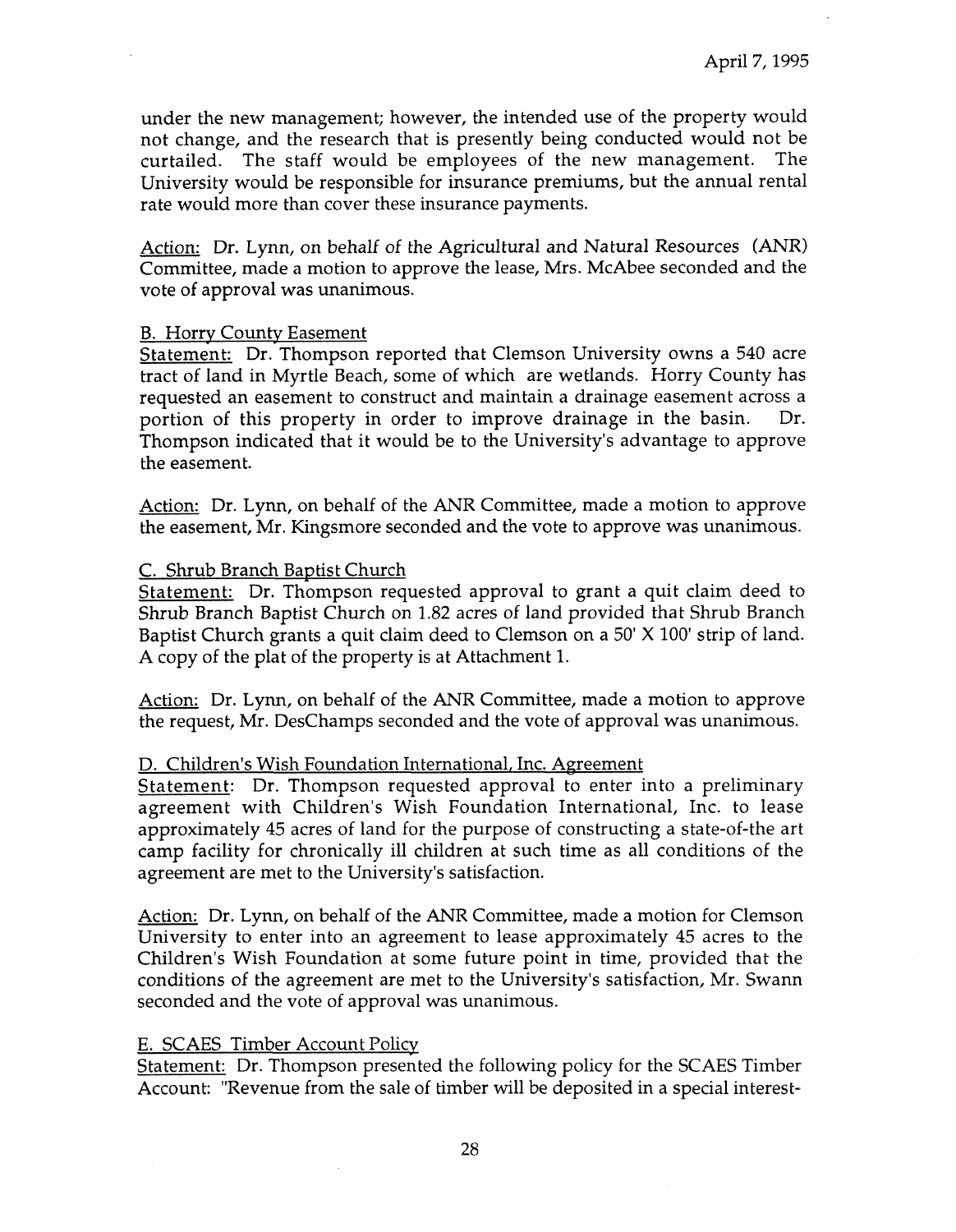under the new management; however, the intended use of the property would not change, and the research that is presently being conducted would not be curtailed. The staff would be employees of the new management. The University would be responsible for insurance premiums, but the annual rental rate would more than cover these insurance payments.

Action: Dr. Lynn, on behalf of the Agricultural and Natural Resources (ANR) Committee, made a motion to approve the lease, Mrs. McAbee seconded and the vote of approval was unanimous.

B. Horry County Easement

Statement: Dr. Thompson reported that Clemson University owns a 540 acre tract of land in Myrtle Beach, some of which are wetlands. Horry County has requested an easement to construct and maintain a drainage easement across a portion of this property in order to improve drainage in the basin. Dr. Thompson indicated that it would be to the University's advantage to approve the easement.

Action: Dr. Lynn, on behalf of the ANR Committee, made a motion to approve the easement, Mr. Kingsmore seconded and the vote to approve was unanimous.

C. Shrub Branch Baptist Church

Statement: Dr. Thompson requested approval to grant a quit claim deed to Shrub Branch Baptist Church on 1.82 acres of land provided that Shrub Branch Baptist Church grants a quit claim deed to Clemson on a 50' X 100' strip of land. A copy of the plat of the property is at Attachment 1.

Action: Dr. Lynn, on behalf of the ANR Committee, made a motion to approve the request, Mr. DesChamps seconded and the vote of approval was unanimous.

D. Children's Wish Foundation International, Inc. Agreement

Statement: Dr. Thompson requested approval to enter into a preliminary agreement with Children's Wish Foundation International, Inc. to lease approximately 45 acres of land for the purpose of constructing a state-of-the art camp facility for chronically ill children at such time as all conditions of the agreement are met to the University's satisfaction.

Action: Dr. Lynn, on behalf of the ANR Committee, made a motion for Clemson University to enter into an agreement to lease approximately 45 acres to the Children's Wish Foundation at some future point in time, provided that the conditions of the agreement are met to the University's satisfaction, Mr. Swann seconded and the vote of approval was unanimous.

E. SCAES Timber Account Policy

Statement: Dr. Thompson presented the following policy for the SCAES Timber Account: "Revenue from the sale of timber will be deposited in a special interest-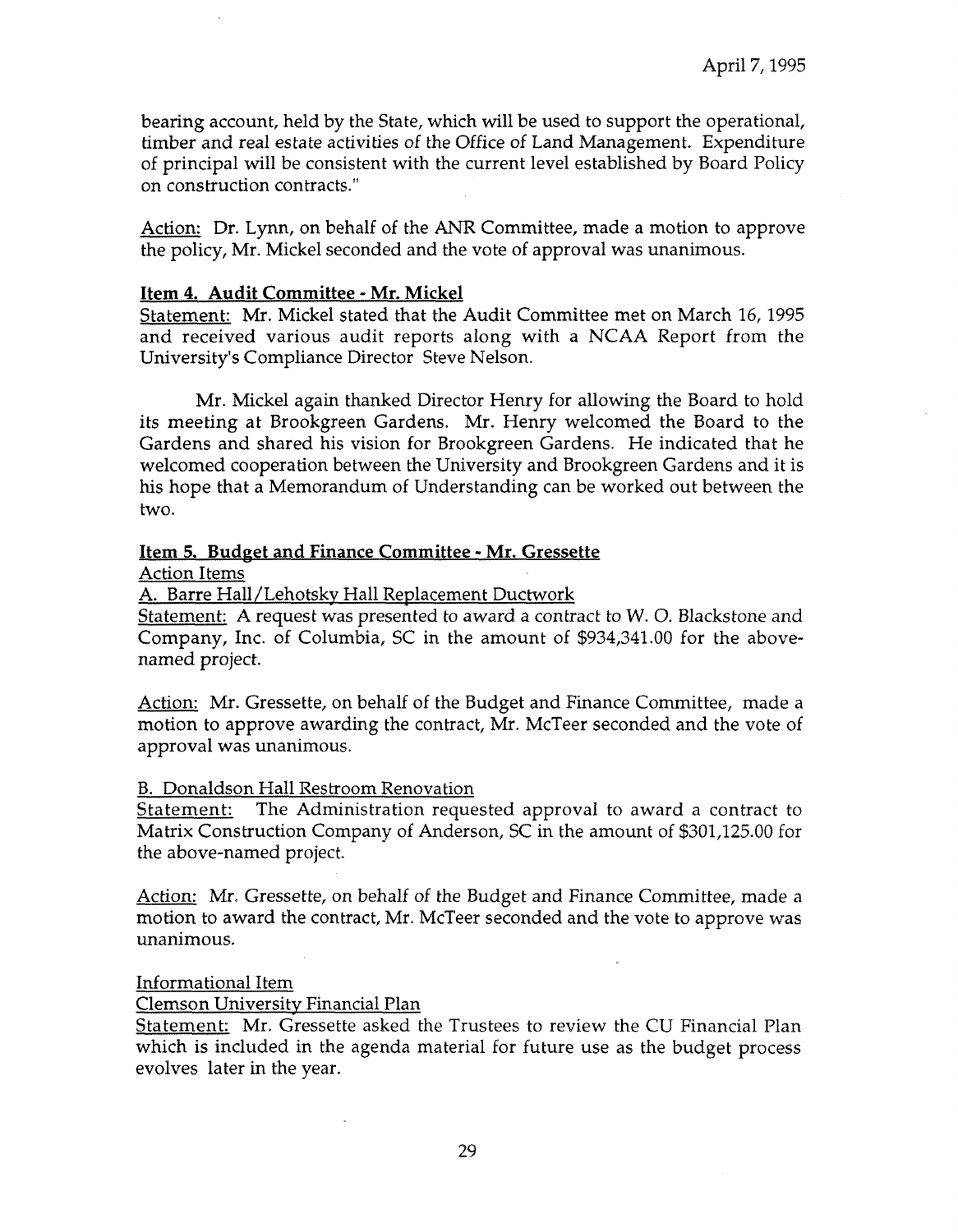bearing account, held by the State, which will be used to support the operational, timber and real estate activities of the Office of Land Management. Expenditure of principal will be consistent with the current level established by Board Policy on construction contracts."

Action: Dr. Lynn, on behalf of the ANR Committee, made a motion to approve the policy, Mr. Mickel seconded and the vote of approval was unanimous.

**Item 4. Audit Committee - Mr. Mickel**

Statement: Mr. Mickel stated that the Audit Committee met on March 16, 1995 and received various audit reports along with a NCAA Report from the University's Compliance Director Steve Nelson.

Mr. Mickel again thanked Director Henry for allowing the Board to hold its meeting at Brookgreen Gardens. Mr. Henry welcomed the Board to the Gardens and shared his vision for Brookgreen Gardens. He indicated that he welcomed cooperation between the University and Brookgreen Gardens and it is his hope that a Memorandum of Understanding can be worked out between the two.

**Item 5. Budget and Finance Committee - Mr. Gressette**

Action Items

A. Barre Hall/Lehotsky Hall Replacement Ductwork

Statement: A request was presented to award a contract to W. O. Blackstone and Company, Inc. of Columbia, SC in the amount of $934,341.00 for the above-named project.

Action: Mr. Gressette, on behalf of the Budget and Finance Committee, made a motion to approve awarding the contract, Mr. McTeer seconded and the vote of approval was unanimous.

B. Donaldson Hall Restroom Renovation

Statement: The Administration requested approval to award a contract to Matrix Construction Company of Anderson, SC in the amount of $301,125.00 for the above-named project.

Action: Mr. Gressette, on behalf of the Budget and Finance Committee, made a motion to award the contract, Mr. McTeer seconded and the vote to approve was unanimous.

Informational Item

Clemson University Financial Plan

Statement: Mr. Gressette asked the Trustees to review the CU Financial Plan which is included in the agenda material for future use as the budget process evolves later in the year.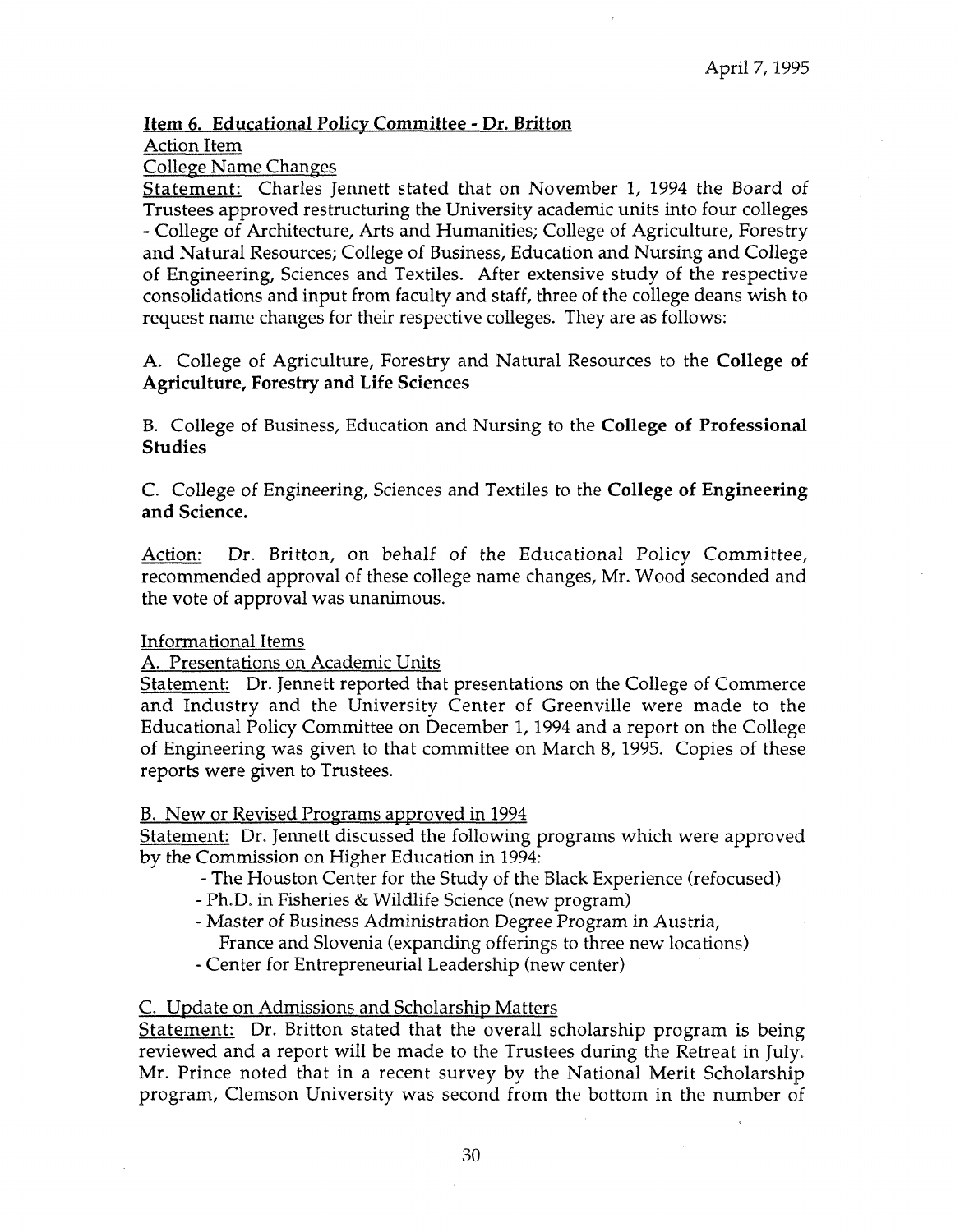April 7, 1995

**Item 6. Educational Policy Committee - Dr. Britton**

Action Item

College Name Changes

Statement: Charles Jennett stated that on November 1, 1994 the Board of Trustees approved restructuring the University academic units into four colleges - College of Architecture, Arts and Humanities; College of Agriculture, Forestry and Natural Resources; College of Business, Education and Nursing and College of Engineering, Sciences and Textiles. After extensive study of the respective consolidations and input from faculty and staff, three of the college deans wish to request name changes for their respective colleges. They are as follows:

A. College of Agriculture, Forestry and Natural Resources to the **College of Agriculture, Forestry and Life Sciences**

B. College of Business, Education and Nursing to the **College of Professional Studies**

C. College of Engineering, Sciences and Textiles to the **College of Engineering and Science.**

Action: Dr. Britton, on behalf of the Educational Policy Committee, recommended approval of these college name changes, Mr. Wood seconded and the vote of approval was unanimous.

Informational Items

A. Presentations on Academic Units

Statement: Dr. Jennett reported that presentations on the College of Commerce and Industry and the University Center of Greenville were made to the Educational Policy Committee on December 1, 1994 and a report on the College of Engineering was given to that committee on March 8, 1995. Copies of these reports were given to Trustees.

B. New or Revised Programs approved in 1994

Statement: Dr. Jennett discussed the following programs which were approved by the Commission on Higher Education in 1994:

- The Houston Center for the Study of the Black Experience (refocused)
- Ph.D. in Fisheries & Wildlife Science (new program)
- Master of Business Administration Degree Program in Austria, France and Slovenia (expanding offerings to three new locations)
- Center for Entrepreneurial Leadership (new center)

C. Update on Admissions and Scholarship Matters

Statement: Dr. Britton stated that the overall scholarship program is being reviewed and a report will be made to the Trustees during the Retreat in July. Mr. Prince noted that in a recent survey by the National Merit Scholarship program, Clemson University was second from the bottom in the number of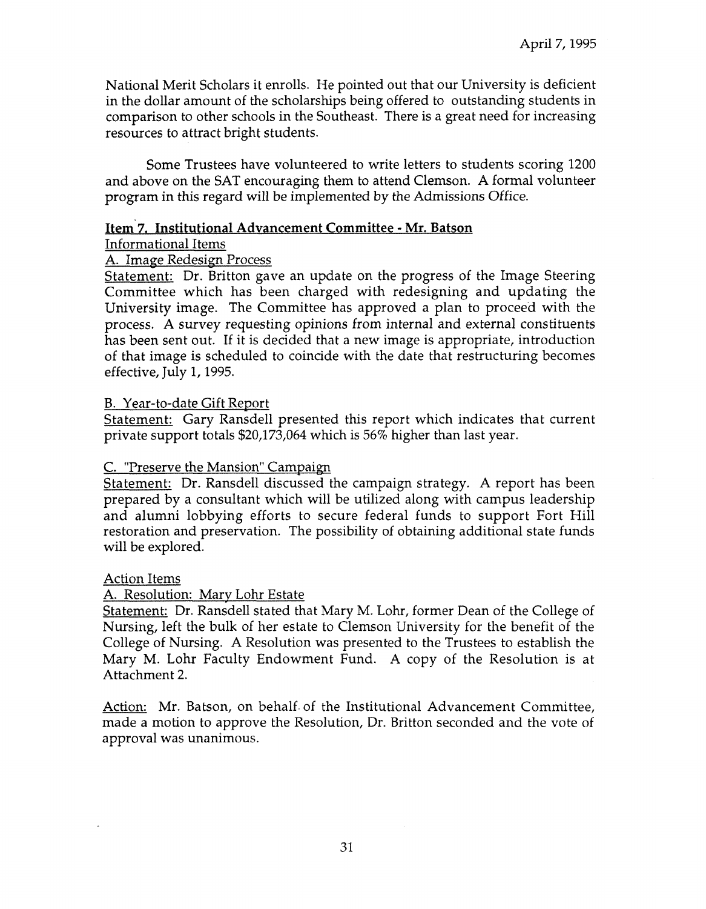National Merit Scholars it enrolls. He pointed out that our University is deficient in the dollar amount of the scholarships being offered to outstanding students in comparison to other schools in the Southeast. There is a great need for increasing resources to attract bright students.

Some Trustees have volunteered to write letters to students scoring 1200 and above on the SAT encouraging them to attend Clemson. A formal volunteer program in this regard will be implemented by the Admissions Office.

**Item 7. Institutional Advancement Committee - Mr. Batson**

Informational Items

A. Image Redesign Process

Statement: Dr. Britton gave an update on the progress of the Image Steering Committee which has been charged with redesigning and updating the University image. The Committee has approved a plan to proceed with the process. A survey requesting opinions from internal and external constituents has been sent out. If it is decided that a new image is appropriate, introduction of that image is scheduled to coincide with the date that restructuring becomes effective, July 1, 1995.

B. Year-to-date Gift Report

Statement: Gary Ransdell presented this report which indicates that current private support totals $20,173,064 which is 56% higher than last year.

C. "Preserve the Mansion" Campaign

Statement: Dr. Ransdell discussed the campaign strategy. A report has been prepared by a consultant which will be utilized along with campus leadership and alumni lobbying efforts to secure federal funds to support Fort Hill restoration and preservation. The possibility of obtaining additional state funds will be explored.

Action Items

A. Resolution: Mary Lohr Estate

Statement: Dr. Ransdell stated that Mary M. Lohr, former Dean of the College of Nursing, left the bulk of her estate to Clemson University for the benefit of the College of Nursing. A Resolution was presented to the Trustees to establish the Mary M. Lohr Faculty Endowment Fund. A copy of the Resolution is at Attachment 2.

Action: Mr. Batson, on behalf of the Institutional Advancement Committee, made a motion to approve the Resolution, Dr. Britton seconded and the vote of approval was unanimous.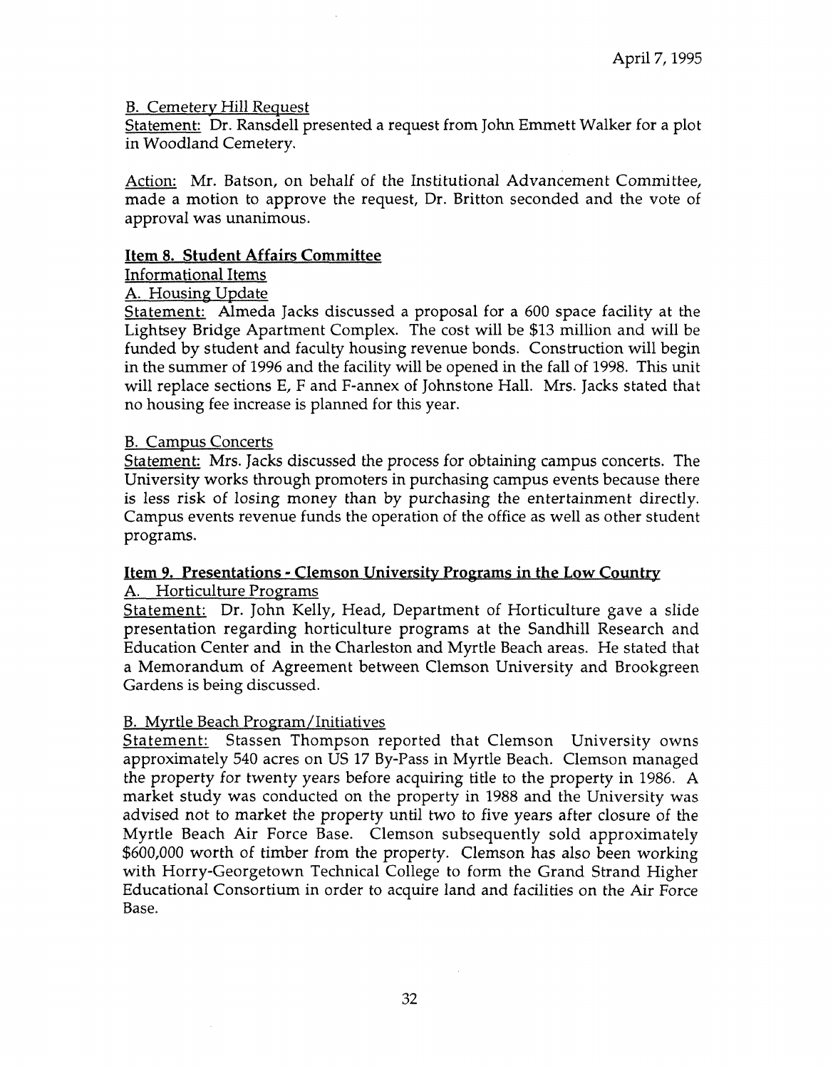B. Cemetery Hill Request

Statement: Dr. Ransdell presented a request from John Emmett Walker for a plot in Woodland Cemetery.

Action: Mr. Batson, on behalf of the Institutional Advancement Committee, made a motion to approve the request, Dr. Britton seconded and the vote of approval was unanimous.

**Item 8. Student Affairs Committee**

Informational Items

A. Housing Update

Statement: Almeda Jacks discussed a proposal for a 600 space facility at the Lightsey Bridge Apartment Complex. The cost will be $13 million and will be funded by student and faculty housing revenue bonds. Construction will begin in the summer of 1996 and the facility will be opened in the fall of 1998. This unit will replace sections E, F and F-annex of Johnstone Hall. Mrs. Jacks stated that no housing fee increase is planned for this year.

B. Campus Concerts

Statement: Mrs. Jacks discussed the process for obtaining campus concerts. The University works through promoters in purchasing campus events because there is less risk of losing money than by purchasing the entertainment directly. Campus events revenue funds the operation of the office as well as other student programs.

**Item 9. Presentations - Clemson University Programs in the Low Country**

A. Horticulture Programs

Statement: Dr. John Kelly, Head, Department of Horticulture gave a slide presentation regarding horticulture programs at the Sandhill Research and Education Center and in the Charleston and Myrtle Beach areas. He stated that a Memorandum of Agreement between Clemson University and Brookgreen Gardens is being discussed.

B. Myrtle Beach Program/Initiatives

Statement: Stassen Thompson reported that Clemson University owns approximately 540 acres on US 17 By-Pass in Myrtle Beach. Clemson managed the property for twenty years before acquiring title to the property in 1986. A market study was conducted on the property in 1988 and the University was advised not to market the property until two to five years after closure of the Myrtle Beach Air Force Base. Clemson subsequently sold approximately $600,000 worth of timber from the property. Clemson has also been working with Horry-Georgetown Technical College to form the Grand Strand Higher Educational Consortium in order to acquire land and facilities on the Air Force Base.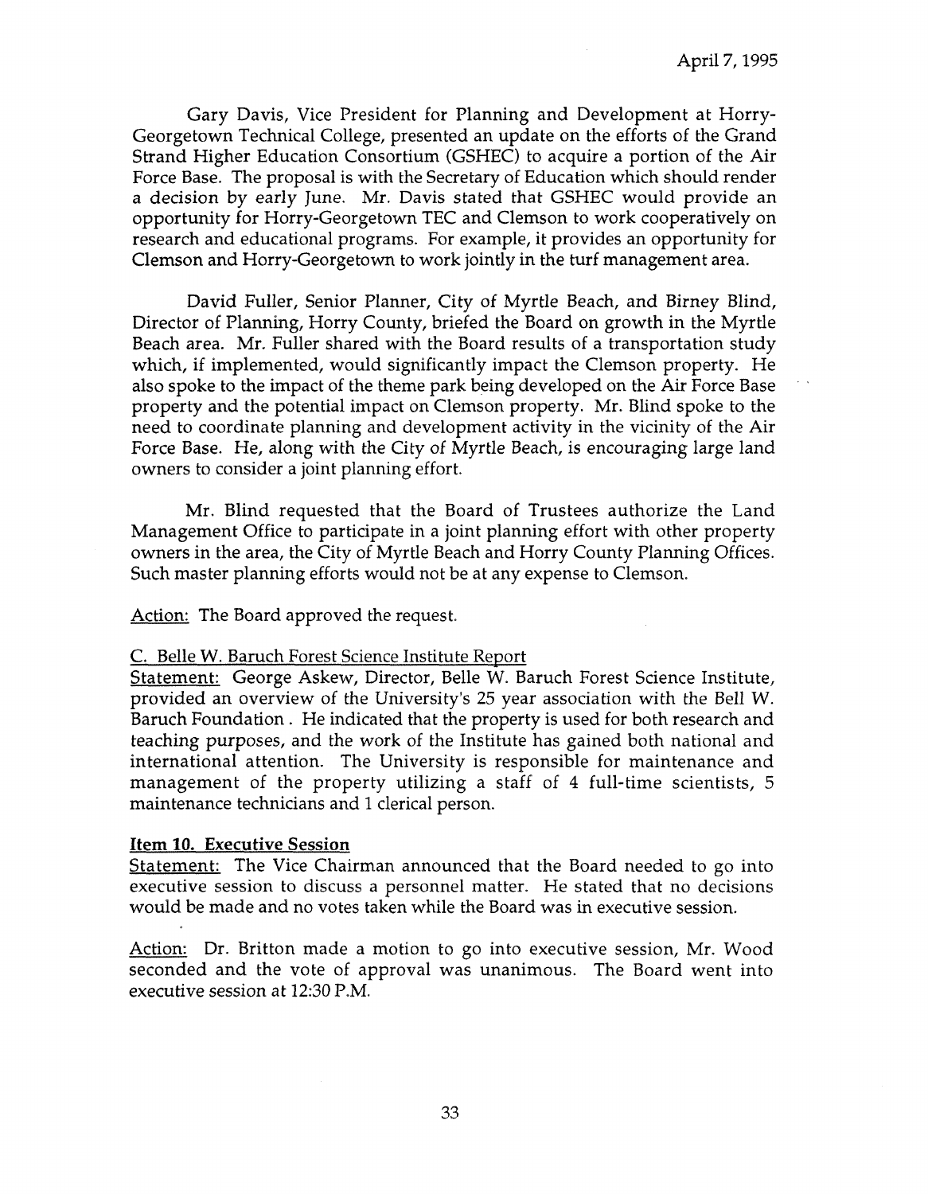Gary Davis, Vice President for Planning and Development at Horry-Georgetown Technical College, presented an update on the efforts of the Grand Strand Higher Education Consortium (GSHEC) to acquire a portion of the Air Force Base. The proposal is with the Secretary of Education which should render a decision by early June. Mr. Davis stated that GSHEC would provide an opportunity for Horry-Georgetown TEC and Clemson to work cooperatively on research and educational programs. For example, it provides an opportunity for Clemson and Horry-Georgetown to work jointly in the turf management area.

David Fuller, Senior Planner, City of Myrtle Beach, and Birney Blind, Director of Planning, Horry County, briefed the Board on growth in the Myrtle Beach area. Mr. Fuller shared with the Board results of a transportation study which, if implemented, would significantly impact the Clemson property. He also spoke to the impact of the theme park being developed on the Air Force Base property and the potential impact on Clemson property. Mr. Blind spoke to the need to coordinate planning and development activity in the vicinity of the Air Force Base. He, along with the City of Myrtle Beach, is encouraging large land owners to consider a joint planning effort.

Mr. Blind requested that the Board of Trustees authorize the Land Management Office to participate in a joint planning effort with other property owners in the area, the City of Myrtle Beach and Horry County Planning Offices. Such master planning efforts would not be at any expense to Clemson.

Action: The Board approved the request.

C. Belle W. Baruch Forest Science Institute Report

Statement: George Askew, Director, Belle W. Baruch Forest Science Institute, provided an overview of the University's 25 year association with the Bell W. Baruch Foundation . He indicated that the property is used for both research and teaching purposes, and the work of the Institute has gained both national and international attention. The University is responsible for maintenance and management of the property utilizing a staff of 4 full-time scientists, 5 maintenance technicians and 1 clerical person.

**Item 10. Executive Session**

Statement: The Vice Chairman announced that the Board needed to go into executive session to discuss a personnel matter. He stated that no decisions would be made and no votes taken while the Board was in executive session.

Action: Dr. Britton made a motion to go into executive session, Mr. Wood seconded and the vote of approval was unanimous. The Board went into executive session at 12:30 P.M.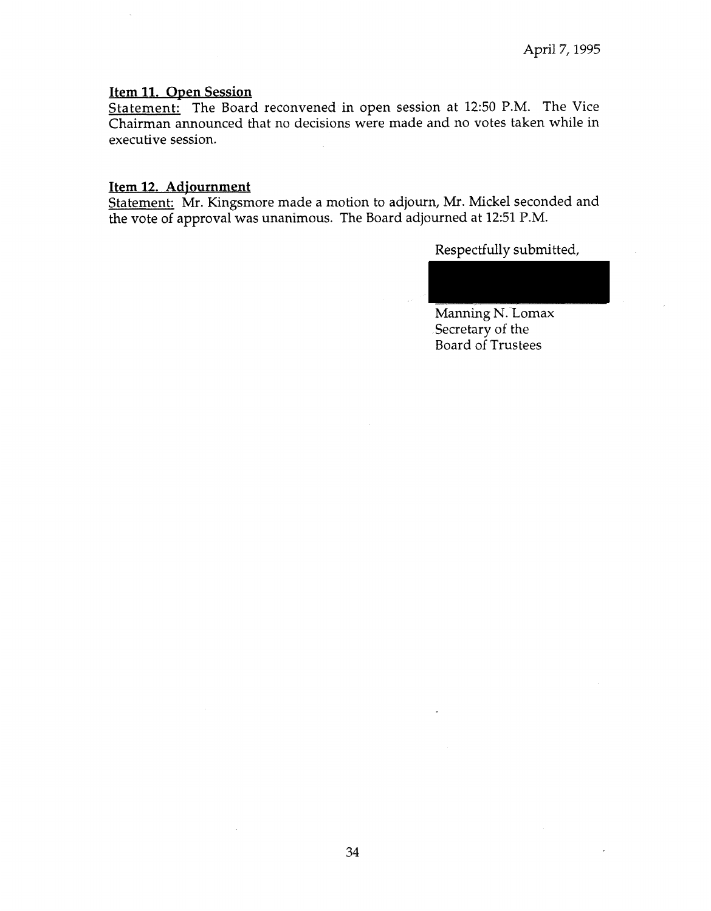April 7, 1995

**Item 11. Open Session**

Statement: The Board reconvened in open session at 12:50 P.M. The Vice Chairman announced that no decisions were made and no votes taken while in executive session.

**Item 12. Adjournment**

Statement: Mr. Kingsmore made a motion to adjourn, Mr. Mickel seconded and the vote of approval was unanimous. The Board adjourned at 12:51 P.M.

Respectfully submitted,

Manning N. Lomax
Secretary of the
Board of Trustees